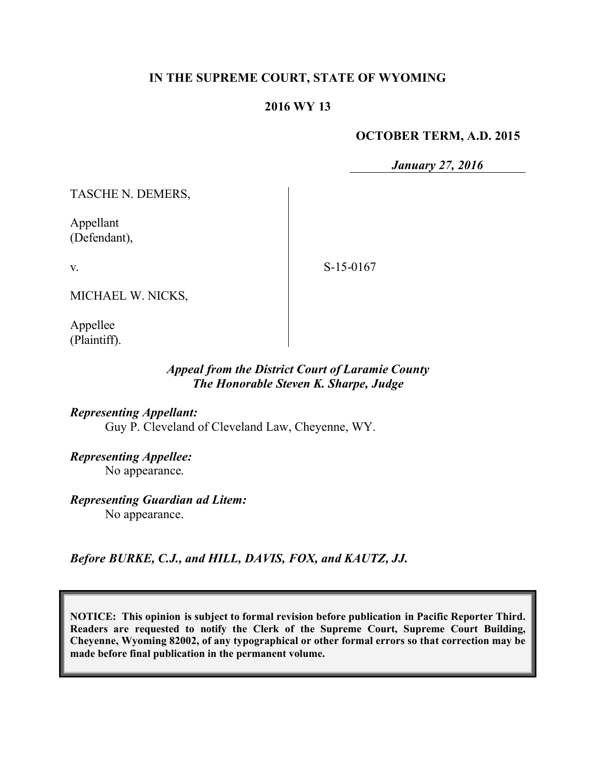**IN THE SUPREME COURT, STATE OF WYOMING**

**2016 WY 13**

**OCTOBER TERM, A.D. 2015**

***January 27, 2016***

TASCHE N. DEMERS,

Appellant
(Defendant),

v.

MICHAEL W. NICKS,

Appellee
(Plaintiff).

S-15-0167

***Appeal from the District Court of Laramie County***
***The Honorable Steven K. Sharpe, Judge***

***Representing Appellant:***
Guy P. Cleveland of Cleveland Law, Cheyenne, WY.

***Representing Appellee:***
No appearance.

***Representing Guardian ad Litem:***
No appearance.

***Before BURKE, C.J., and HILL, DAVIS, FOX, and KAUTZ, JJ.***

**NOTICE: This opinion is subject to formal revision before publication in Pacific Reporter Third. Readers are requested to notify the Clerk of the Supreme Court, Supreme Court Building, Cheyenne, Wyoming 82002, of any typographical or other formal errors so that correction may be made before final publication in the permanent volume.**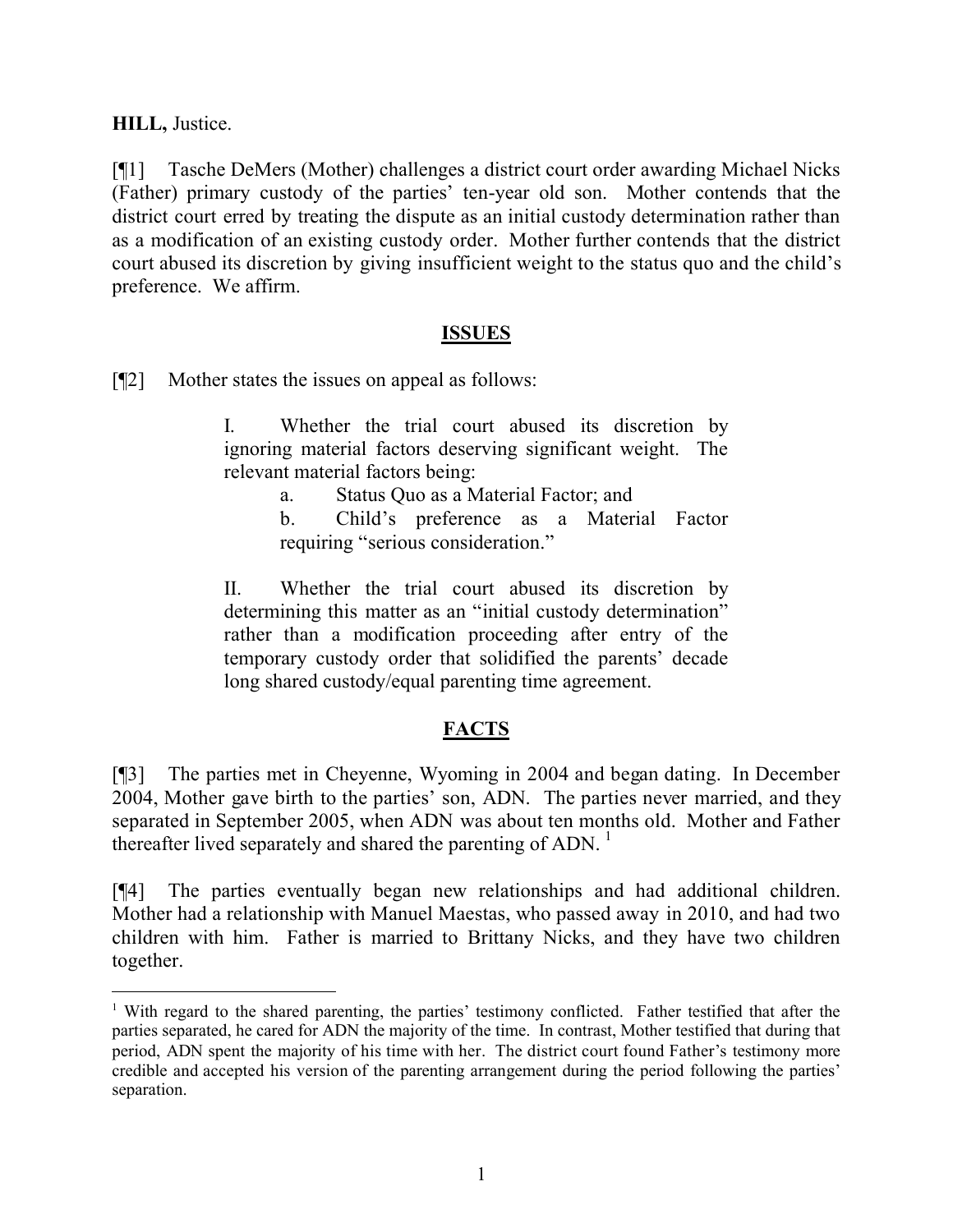**HILL,** Justice.

[¶1] Tasche DeMers (Mother) challenges a district court order awarding Michael Nicks (Father) primary custody of the parties' ten-year old son. Mother contends that the district court erred by treating the dispute as an initial custody determination rather than as a modification of an existing custody order. Mother further contends that the district court abused its discretion by giving insufficient weight to the status quo and the child's preference. We affirm.

## ISSUES

[¶2] Mother states the issues on appeal as follows:

> I. Whether the trial court abused its discretion by ignoring material factors deserving significant weight. The relevant material factors being:
>
> a. Status Quo as a Material Factor; and
>
> b. Child's preference as a Material Factor requiring "serious consideration."
>
> II. Whether the trial court abused its discretion by determining this matter as an "initial custody determination" rather than a modification proceeding after entry of the temporary custody order that solidified the parents' decade long shared custody/equal parenting time agreement.

## FACTS

[¶3] The parties met in Cheyenne, Wyoming in 2004 and began dating. In December 2004, Mother gave birth to the parties' son, ADN. The parties never married, and they separated in September 2005, when ADN was about ten months old. Mother and Father thereafter lived separately and shared the parenting of ADN. [1]

[¶4] The parties eventually began new relationships and had additional children. Mother had a relationship with Manuel Maestas, who passed away in 2010, and had two children with him. Father is married to Brittany Nicks, and they have two children together.

---

[1] With regard to the shared parenting, the parties' testimony conflicted. Father testified that after the parties separated, he cared for ADN the majority of the time. In contrast, Mother testified that during that period, ADN spent the majority of his time with her. The district court found Father's testimony more credible and accepted his version of the parenting arrangement during the period following the parties' separation.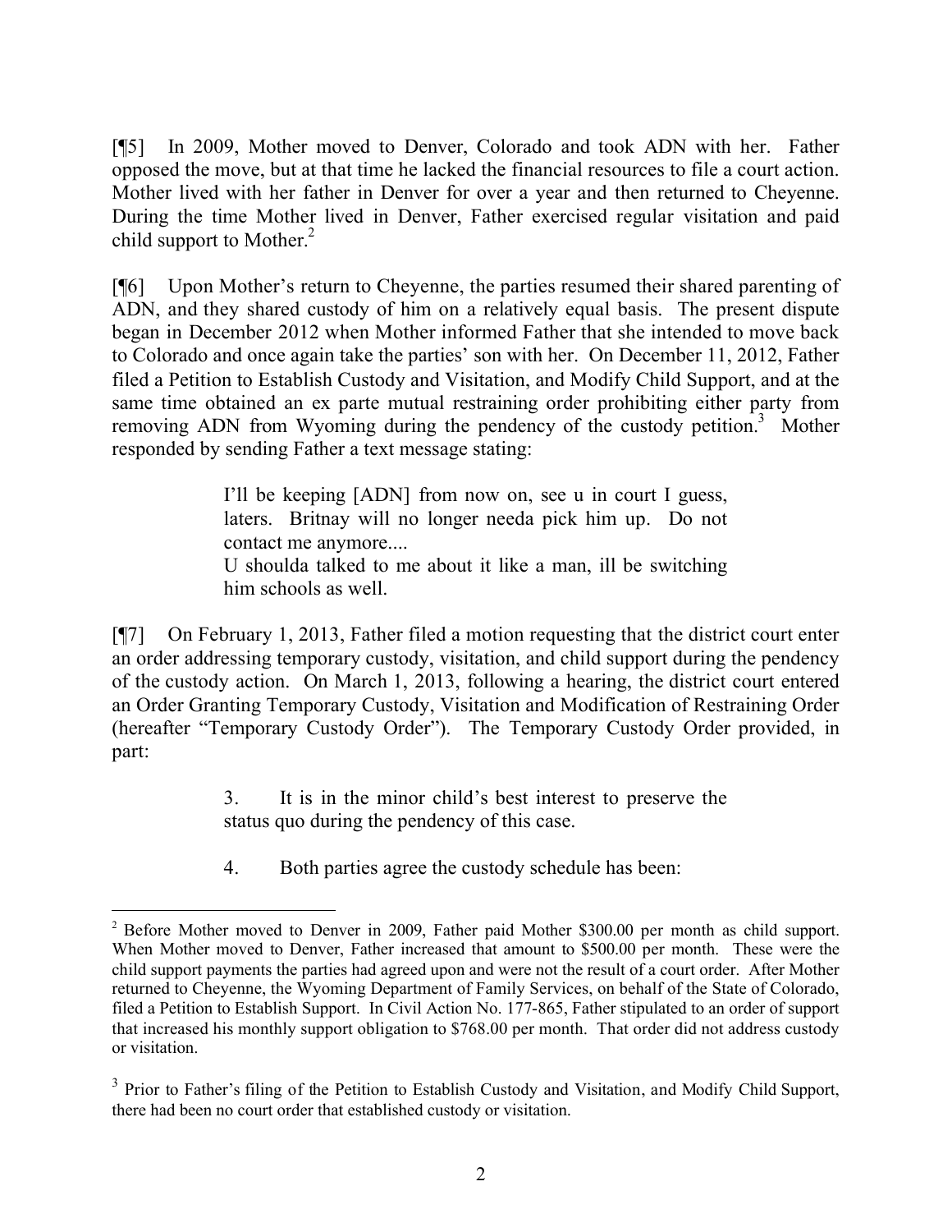[¶5] In 2009, Mother moved to Denver, Colorado and took ADN with her. Father opposed the move, but at that time he lacked the financial resources to file a court action. Mother lived with her father in Denver for over a year and then returned to Cheyenne. During the time Mother lived in Denver, Father exercised regular visitation and paid child support to Mother.[2]

[¶6] Upon Mother's return to Cheyenne, the parties resumed their shared parenting of ADN, and they shared custody of him on a relatively equal basis. The present dispute began in December 2012 when Mother informed Father that she intended to move back to Colorado and once again take the parties' son with her. On December 11, 2012, Father filed a Petition to Establish Custody and Visitation, and Modify Child Support, and at the same time obtained an ex parte mutual restraining order prohibiting either party from removing ADN from Wyoming during the pendency of the custody petition.[3] Mother responded by sending Father a text message stating:

> I'll be keeping [ADN] from now on, see u in court I guess, laters. Britnay will no longer needa pick him up. Do not contact me anymore....
> U shoulda talked to me about it like a man, ill be switching him schools as well.

[¶7] On February 1, 2013, Father filed a motion requesting that the district court enter an order addressing temporary custody, visitation, and child support during the pendency of the custody action. On March 1, 2013, following a hearing, the district court entered an Order Granting Temporary Custody, Visitation and Modification of Restraining Order (hereafter "Temporary Custody Order"). The Temporary Custody Order provided, in part:

> 3. It is in the minor child's best interest to preserve the status quo during the pendency of this case.
>
> 4. Both parties agree the custody schedule has been:

---

[2] Before Mother moved to Denver in 2009, Father paid Mother $300.00 per month as child support. When Mother moved to Denver, Father increased that amount to $500.00 per month. These were the child support payments the parties had agreed upon and were not the result of a court order. After Mother returned to Cheyenne, the Wyoming Department of Family Services, on behalf of the State of Colorado, filed a Petition to Establish Support. In Civil Action No. 177-865, Father stipulated to an order of support that increased his monthly support obligation to $768.00 per month. That order did not address custody or visitation.

[3] Prior to Father's filing of the Petition to Establish Custody and Visitation, and Modify Child Support, there had been no court order that established custody or visitation.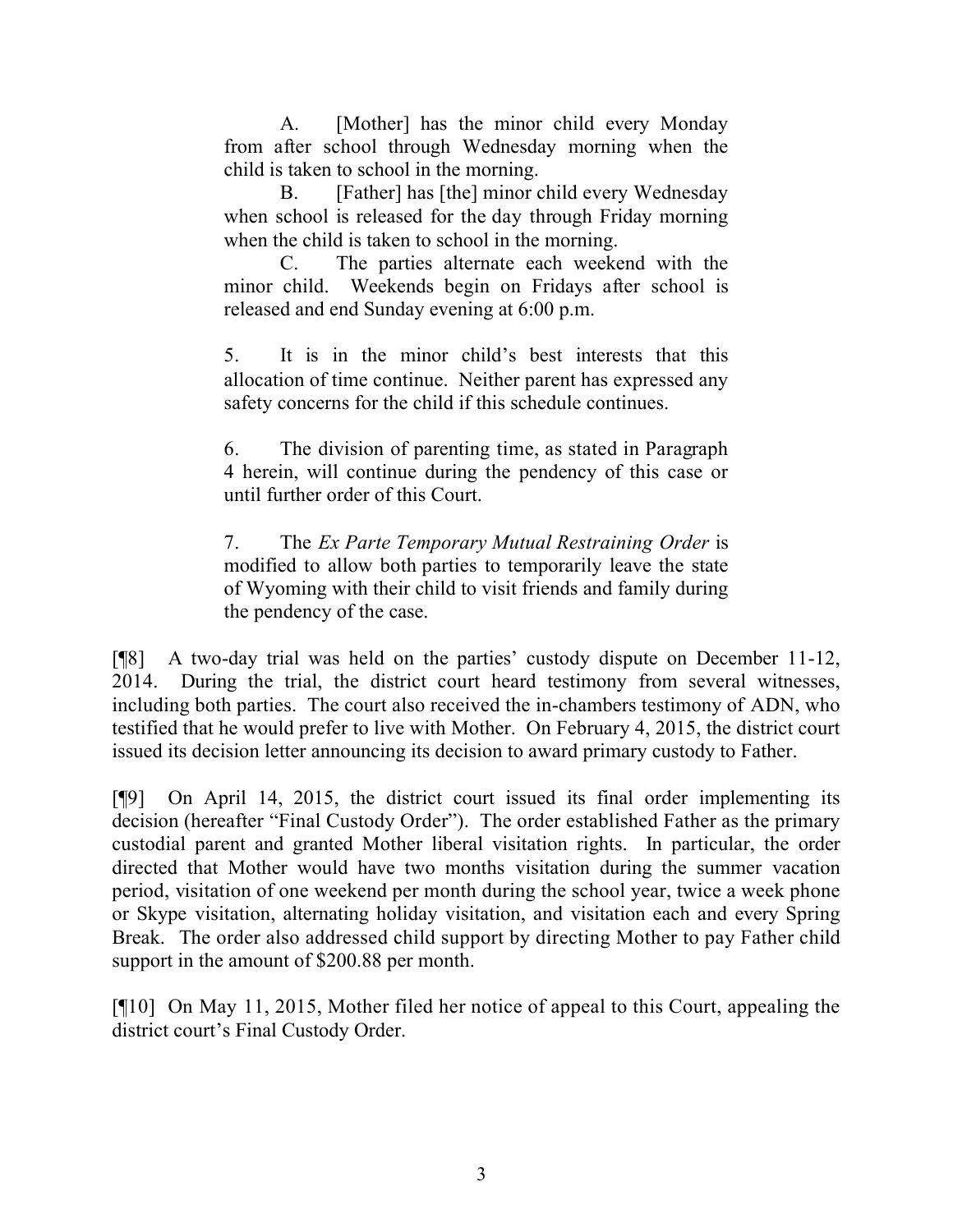> A. [Mother] has the minor child every Monday from after school through Wednesday morning when the child is taken to school in the morning.
>
> B. [Father] has [the] minor child every Wednesday when school is released for the day through Friday morning when the child is taken to school in the morning.
>
> C. The parties alternate each weekend with the minor child. Weekends begin on Fridays after school is released and end Sunday evening at 6:00 p.m.
>
> 5. It is in the minor child's best interests that this allocation of time continue. Neither parent has expressed any safety concerns for the child if this schedule continues.
>
> 6. The division of parenting time, as stated in Paragraph 4 herein, will continue during the pendency of this case or until further order of this Court.
>
> 7. The *Ex Parte Temporary Mutual Restraining Order* is modified to allow both parties to temporarily leave the state of Wyoming with their child to visit friends and family during the pendency of the case.

[¶8] A two-day trial was held on the parties' custody dispute on December 11-12, 2014. During the trial, the district court heard testimony from several witnesses, including both parties. The court also received the in-chambers testimony of ADN, who testified that he would prefer to live with Mother. On February 4, 2015, the district court issued its decision letter announcing its decision to award primary custody to Father.

[¶9] On April 14, 2015, the district court issued its final order implementing its decision (hereafter "Final Custody Order"). The order established Father as the primary custodial parent and granted Mother liberal visitation rights. In particular, the order directed that Mother would have two months visitation during the summer vacation period, visitation of one weekend per month during the school year, twice a week phone or Skype visitation, alternating holiday visitation, and visitation each and every Spring Break. The order also addressed child support by directing Mother to pay Father child support in the amount of $200.88 per month.

[¶10] On May 11, 2015, Mother filed her notice of appeal to this Court, appealing the district court's Final Custody Order.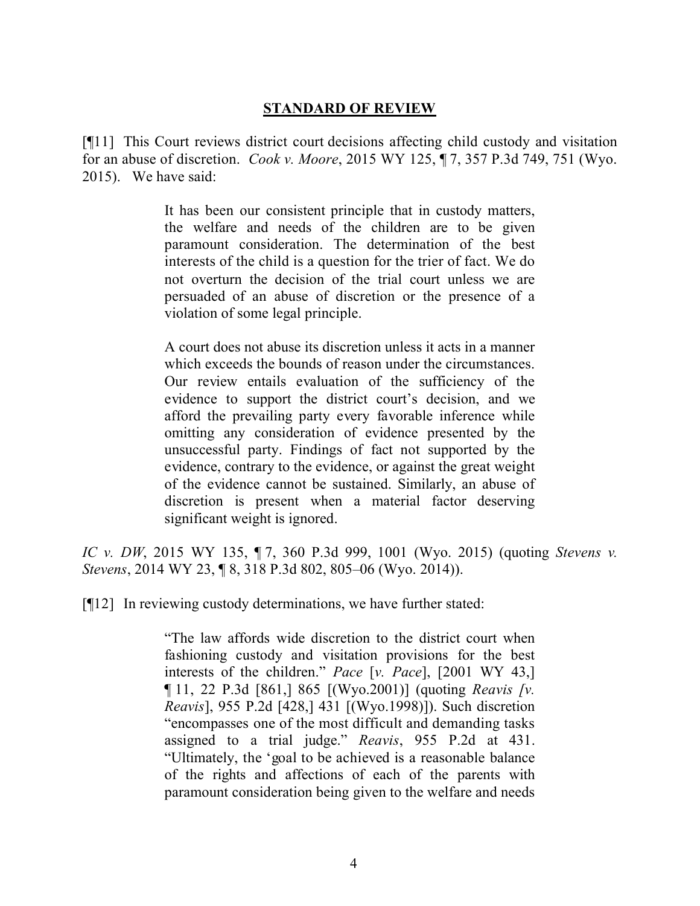## STANDARD OF REVIEW

[¶11] This Court reviews district court decisions affecting child custody and visitation for an abuse of discretion. *Cook v. Moore*, 2015 WY 125, ¶ 7, 357 P.3d 749, 751 (Wyo. 2015). We have said:

> It has been our consistent principle that in custody matters, the welfare and needs of the children are to be given paramount consideration. The determination of the best interests of the child is a question for the trier of fact. We do not overturn the decision of the trial court unless we are persuaded of an abuse of discretion or the presence of a violation of some legal principle.
>
> A court does not abuse its discretion unless it acts in a manner which exceeds the bounds of reason under the circumstances. Our review entails evaluation of the sufficiency of the evidence to support the district court's decision, and we afford the prevailing party every favorable inference while omitting any consideration of evidence presented by the unsuccessful party. Findings of fact not supported by the evidence, contrary to the evidence, or against the great weight of the evidence cannot be sustained. Similarly, an abuse of discretion is present when a material factor deserving significant weight is ignored.

*IC v. DW*, 2015 WY 135, ¶ 7, 360 P.3d 999, 1001 (Wyo. 2015) (quoting *Stevens v. Stevens*, 2014 WY 23, ¶ 8, 318 P.3d 802, 805–06 (Wyo. 2014)).

[¶12] In reviewing custody determinations, we have further stated:

> "The law affords wide discretion to the district court when fashioning custody and visitation provisions for the best interests of the children." *Pace* [*v. Pace*], [2001 WY 43,] ¶ 11, 22 P.3d [861,] 865 [(Wyo.2001)] (quoting *Reavis [v. Reavis*], 955 P.2d [428,] 431 [(Wyo.1998)]). Such discretion "encompasses one of the most difficult and demanding tasks assigned to a trial judge." *Reavis*, 955 P.2d at 431. "Ultimately, the 'goal to be achieved is a reasonable balance of the rights and affections of each of the parents with paramount consideration being given to the welfare and needs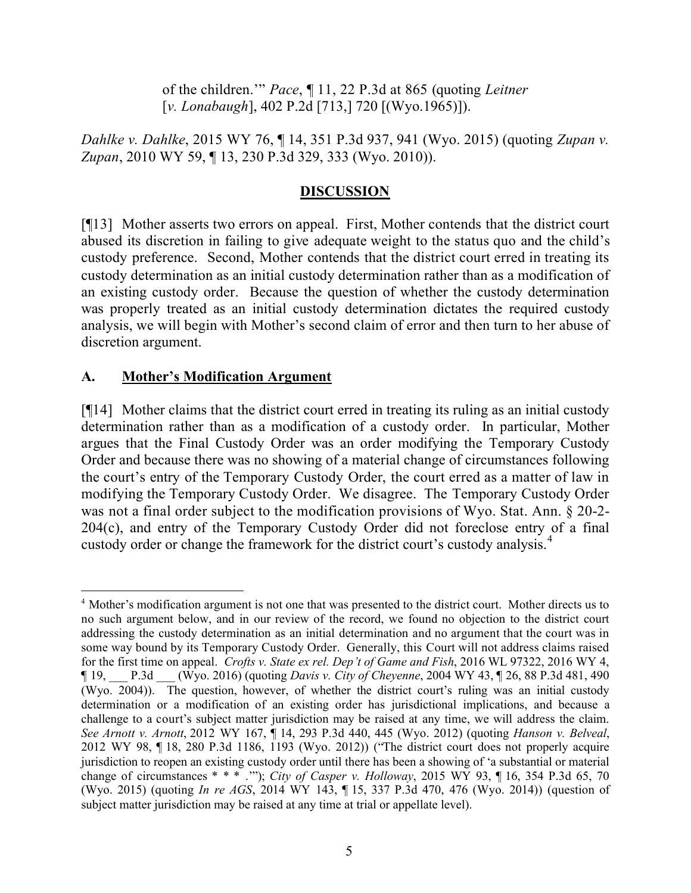> of the children.'" *Pace*, ¶ 11, 22 P.3d at 865 (quoting *Leitner* [*v. Lonabaugh*], 402 P.2d [713,] 720 [(Wyo.1965)]).

*Dahlke v. Dahlke*, 2015 WY 76, ¶ 14, 351 P.3d 937, 941 (Wyo. 2015) (quoting *Zupan v. Zupan*, 2010 WY 59, ¶ 13, 230 P.3d 329, 333 (Wyo. 2010)).

## DISCUSSION

[¶13] Mother asserts two errors on appeal. First, Mother contends that the district court abused its discretion in failing to give adequate weight to the status quo and the child's custody preference. Second, Mother contends that the district court erred in treating its custody determination as an initial custody determination rather than as a modification of an existing custody order. Because the question of whether the custody determination was properly treated as an initial custody determination dictates the required custody analysis, we will begin with Mother's second claim of error and then turn to her abuse of discretion argument.

### A. Mother's Modification Argument

[¶14] Mother claims that the district court erred in treating its ruling as an initial custody determination rather than as a modification of a custody order. In particular, Mother argues that the Final Custody Order was an order modifying the Temporary Custody Order and because there was no showing of a material change of circumstances following the court's entry of the Temporary Custody Order, the court erred as a matter of law in modifying the Temporary Custody Order. We disagree. The Temporary Custody Order was not a final order subject to the modification provisions of Wyo. Stat. Ann. § 20-2-204(c), and entry of the Temporary Custody Order did not foreclose entry of a final custody order or change the framework for the district court's custody analysis.[4]

---

[4] Mother's modification argument is not one that was presented to the district court. Mother directs us to no such argument below, and in our review of the record, we found no objection to the district court addressing the custody determination as an initial determination and no argument that the court was in some way bound by its Temporary Custody Order. Generally, this Court will not address claims raised for the first time on appeal. *Crofts v. State ex rel. Dep't of Game and Fish*, 2016 WL 97322, 2016 WY 4, ¶ 19, ___ P.3d ___ (Wyo. 2016) (quoting *Davis v. City of Cheyenne*, 2004 WY 43, ¶ 26, 88 P.3d 481, 490 (Wyo. 2004)). The question, however, of whether the district court's ruling was an initial custody determination or a modification of an existing order has jurisdictional implications, and because a challenge to a court's subject matter jurisdiction may be raised at any time, we will address the claim. *See Arnott v. Arnott*, 2012 WY 167, ¶ 14, 293 P.3d 440, 445 (Wyo. 2012) (quoting *Hanson v. Belveal*, 2012 WY 98, ¶ 18, 280 P.3d 1186, 1193 (Wyo. 2012)) ("The district court does not properly acquire jurisdiction to reopen an existing custody order until there has been a showing of 'a substantial or material change of circumstances * * * .'"); *City of Casper v. Holloway*, 2015 WY 93, ¶ 16, 354 P.3d 65, 70 (Wyo. 2015) (quoting *In re AGS*, 2014 WY 143, ¶ 15, 337 P.3d 470, 476 (Wyo. 2014)) (question of subject matter jurisdiction may be raised at any time at trial or appellate level).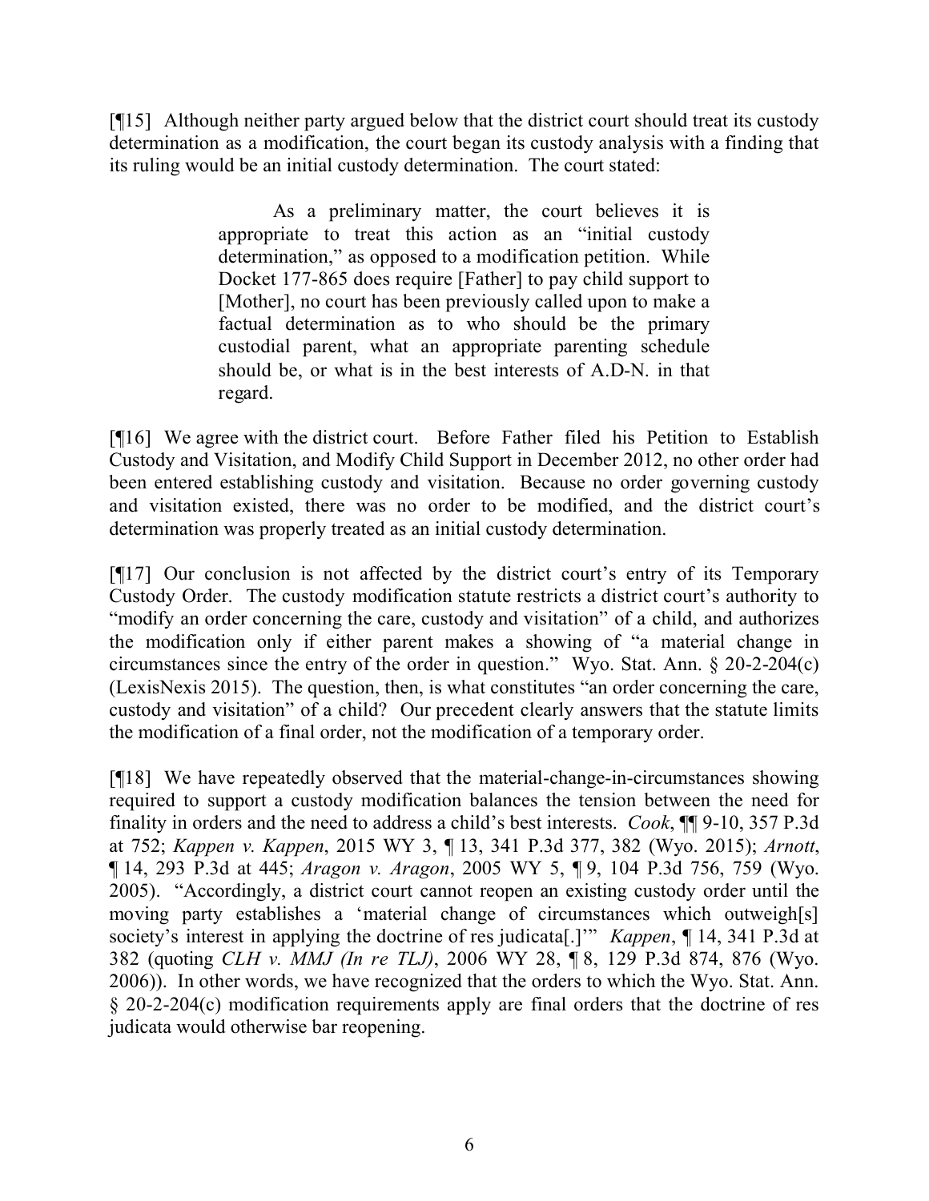[¶15] Although neither party argued below that the district court should treat its custody determination as a modification, the court began its custody analysis with a finding that its ruling would be an initial custody determination. The court stated:

> As a preliminary matter, the court believes it is appropriate to treat this action as an "initial custody determination," as opposed to a modification petition. While Docket 177-865 does require [Father] to pay child support to [Mother], no court has been previously called upon to make a factual determination as to who should be the primary custodial parent, what an appropriate parenting schedule should be, or what is in the best interests of A.D-N. in that regard.

[¶16] We agree with the district court. Before Father filed his Petition to Establish Custody and Visitation, and Modify Child Support in December 2012, no other order had been entered establishing custody and visitation. Because no order governing custody and visitation existed, there was no order to be modified, and the district court's determination was properly treated as an initial custody determination.

[¶17] Our conclusion is not affected by the district court's entry of its Temporary Custody Order. The custody modification statute restricts a district court's authority to "modify an order concerning the care, custody and visitation" of a child, and authorizes the modification only if either parent makes a showing of "a material change in circumstances since the entry of the order in question." Wyo. Stat. Ann. § 20-2-204(c) (LexisNexis 2015). The question, then, is what constitutes "an order concerning the care, custody and visitation" of a child? Our precedent clearly answers that the statute limits the modification of a final order, not the modification of a temporary order.

[¶18] We have repeatedly observed that the material-change-in-circumstances showing required to support a custody modification balances the tension between the need for finality in orders and the need to address a child's best interests. *Cook*, ¶¶ 9-10, 357 P.3d at 752; *Kappen v. Kappen*, 2015 WY 3, ¶ 13, 341 P.3d 377, 382 (Wyo. 2015); *Arnott*, ¶ 14, 293 P.3d at 445; *Aragon v. Aragon*, 2005 WY 5, ¶ 9, 104 P.3d 756, 759 (Wyo. 2005). "Accordingly, a district court cannot reopen an existing custody order until the moving party establishes a 'material change of circumstances which outweigh[s] society's interest in applying the doctrine of res judicata[.]'" *Kappen*, ¶ 14, 341 P.3d at 382 (quoting *CLH v. MMJ (In re TLJ)*, 2006 WY 28, ¶ 8, 129 P.3d 874, 876 (Wyo. 2006)). In other words, we have recognized that the orders to which the Wyo. Stat. Ann. § 20-2-204(c) modification requirements apply are final orders that the doctrine of res judicata would otherwise bar reopening.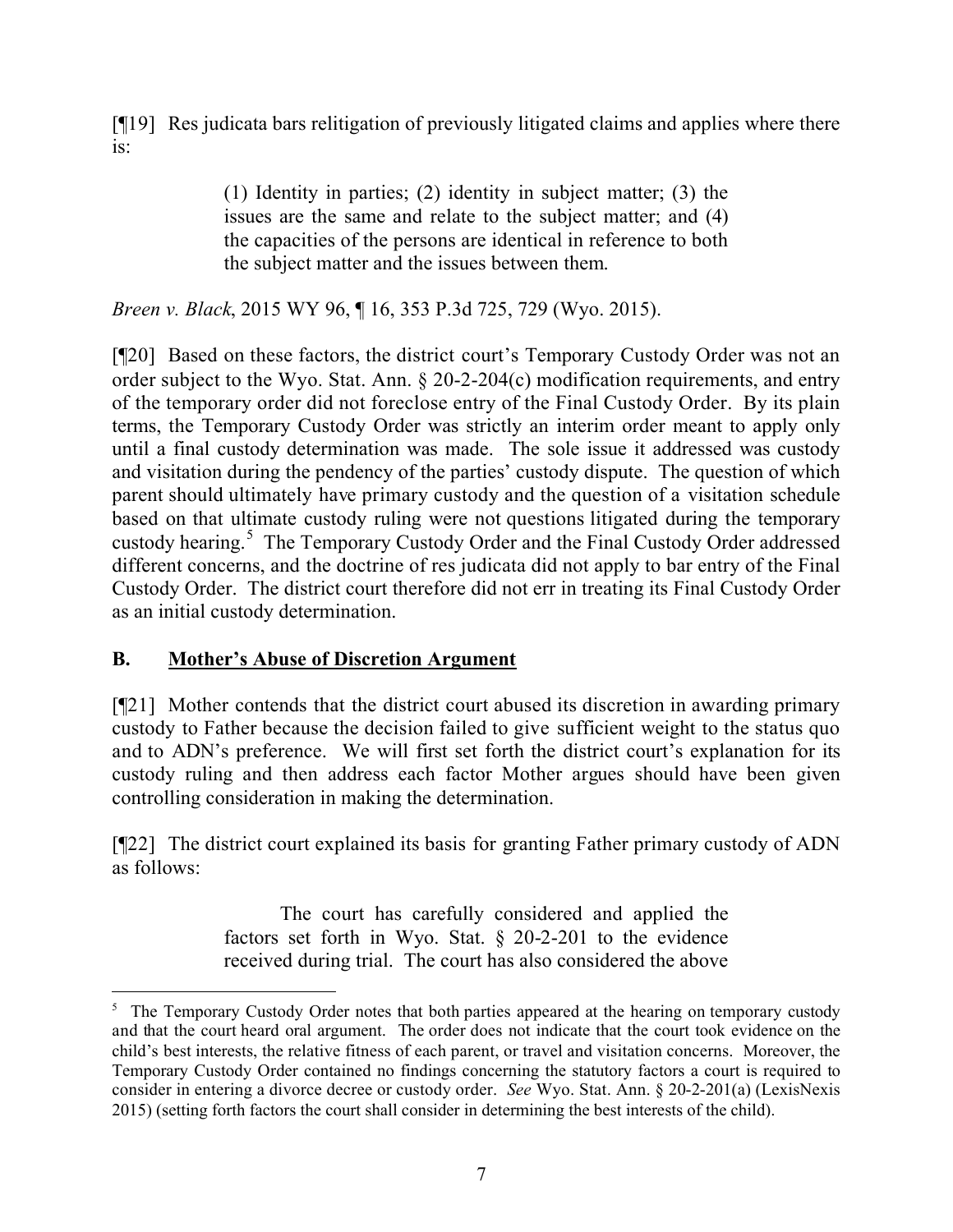[¶19] Res judicata bars relitigation of previously litigated claims and applies where there is:

> (1) Identity in parties; (2) identity in subject matter; (3) the issues are the same and relate to the subject matter; and (4) the capacities of the persons are identical in reference to both the subject matter and the issues between them.

*Breen v. Black*, 2015 WY 96, ¶ 16, 353 P.3d 725, 729 (Wyo. 2015).

[¶20] Based on these factors, the district court's Temporary Custody Order was not an order subject to the Wyo. Stat. Ann. § 20-2-204(c) modification requirements, and entry of the temporary order did not foreclose entry of the Final Custody Order. By its plain terms, the Temporary Custody Order was strictly an interim order meant to apply only until a final custody determination was made. The sole issue it addressed was custody and visitation during the pendency of the parties' custody dispute. The question of which parent should ultimately have primary custody and the question of a visitation schedule based on that ultimate custody ruling were not questions litigated during the temporary custody hearing.[5] The Temporary Custody Order and the Final Custody Order addressed different concerns, and the doctrine of res judicata did not apply to bar entry of the Final Custody Order. The district court therefore did not err in treating its Final Custody Order as an initial custody determination.

## B. Mother's Abuse of Discretion Argument

[¶21] Mother contends that the district court abused its discretion in awarding primary custody to Father because the decision failed to give sufficient weight to the status quo and to ADN's preference. We will first set forth the district court's explanation for its custody ruling and then address each factor Mother argues should have been given controlling consideration in making the determination.

[¶22] The district court explained its basis for granting Father primary custody of ADN as follows:

> The court has carefully considered and applied the factors set forth in Wyo. Stat. § 20-2-201 to the evidence received during trial. The court has also considered the above

---

[5] The Temporary Custody Order notes that both parties appeared at the hearing on temporary custody and that the court heard oral argument. The order does not indicate that the court took evidence on the child's best interests, the relative fitness of each parent, or travel and visitation concerns. Moreover, the Temporary Custody Order contained no findings concerning the statutory factors a court is required to consider in entering a divorce decree or custody order. *See* Wyo. Stat. Ann. § 20-2-201(a) (LexisNexis 2015) (setting forth factors the court shall consider in determining the best interests of the child).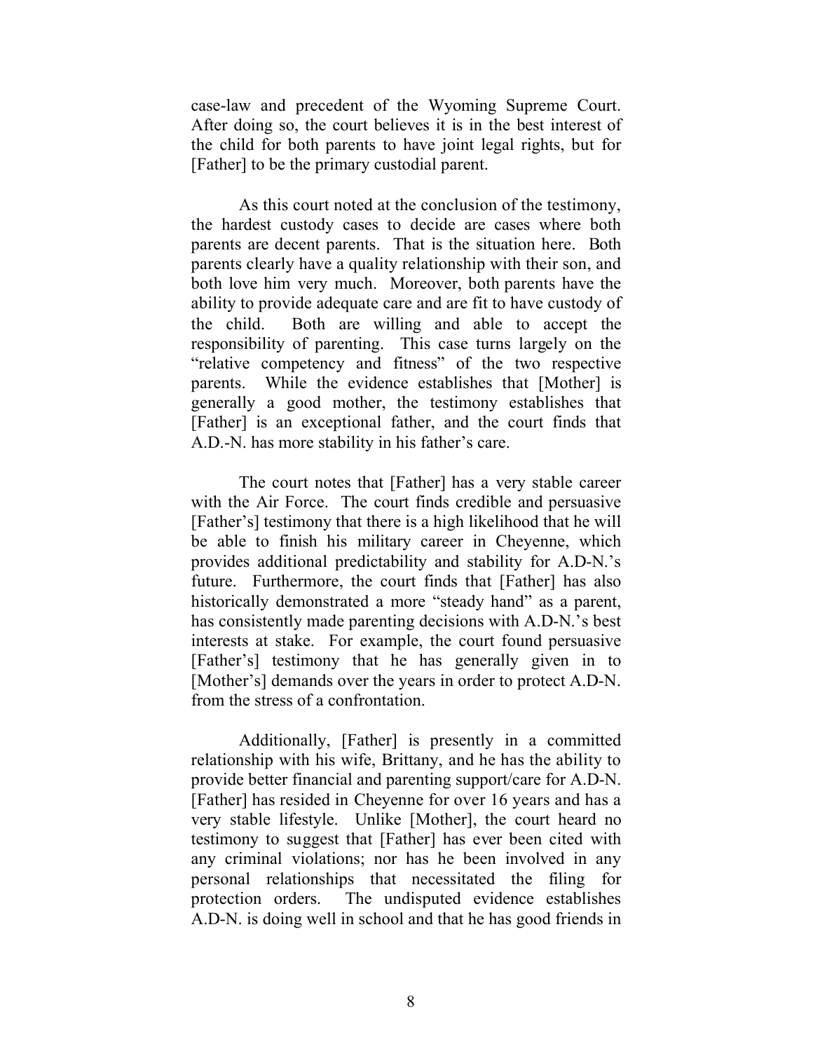case-law and precedent of the Wyoming Supreme Court. After doing so, the court believes it is in the best interest of the child for both parents to have joint legal rights, but for [Father] to be the primary custodial parent.

As this court noted at the conclusion of the testimony, the hardest custody cases to decide are cases where both parents are decent parents. That is the situation here. Both parents clearly have a quality relationship with their son, and both love him very much. Moreover, both parents have the ability to provide adequate care and are fit to have custody of the child. Both are willing and able to accept the responsibility of parenting. This case turns largely on the "relative competency and fitness" of the two respective parents. While the evidence establishes that [Mother] is generally a good mother, the testimony establishes that [Father] is an exceptional father, and the court finds that A.D.-N. has more stability in his father's care.

The court notes that [Father] has a very stable career with the Air Force. The court finds credible and persuasive [Father's] testimony that there is a high likelihood that he will be able to finish his military career in Cheyenne, which provides additional predictability and stability for A.D-N.'s future. Furthermore, the court finds that [Father] has also historically demonstrated a more "steady hand" as a parent, has consistently made parenting decisions with A.D-N.'s best interests at stake. For example, the court found persuasive [Father's] testimony that he has generally given in to [Mother's] demands over the years in order to protect A.D-N. from the stress of a confrontation.

Additionally, [Father] is presently in a committed relationship with his wife, Brittany, and he has the ability to provide better financial and parenting support/care for A.D-N. [Father] has resided in Cheyenne for over 16 years and has a very stable lifestyle. Unlike [Mother], the court heard no testimony to suggest that [Father] has ever been cited with any criminal violations; nor has he been involved in any personal relationships that necessitated the filing for protection orders. The undisputed evidence establishes A.D-N. is doing well in school and that he has good friends in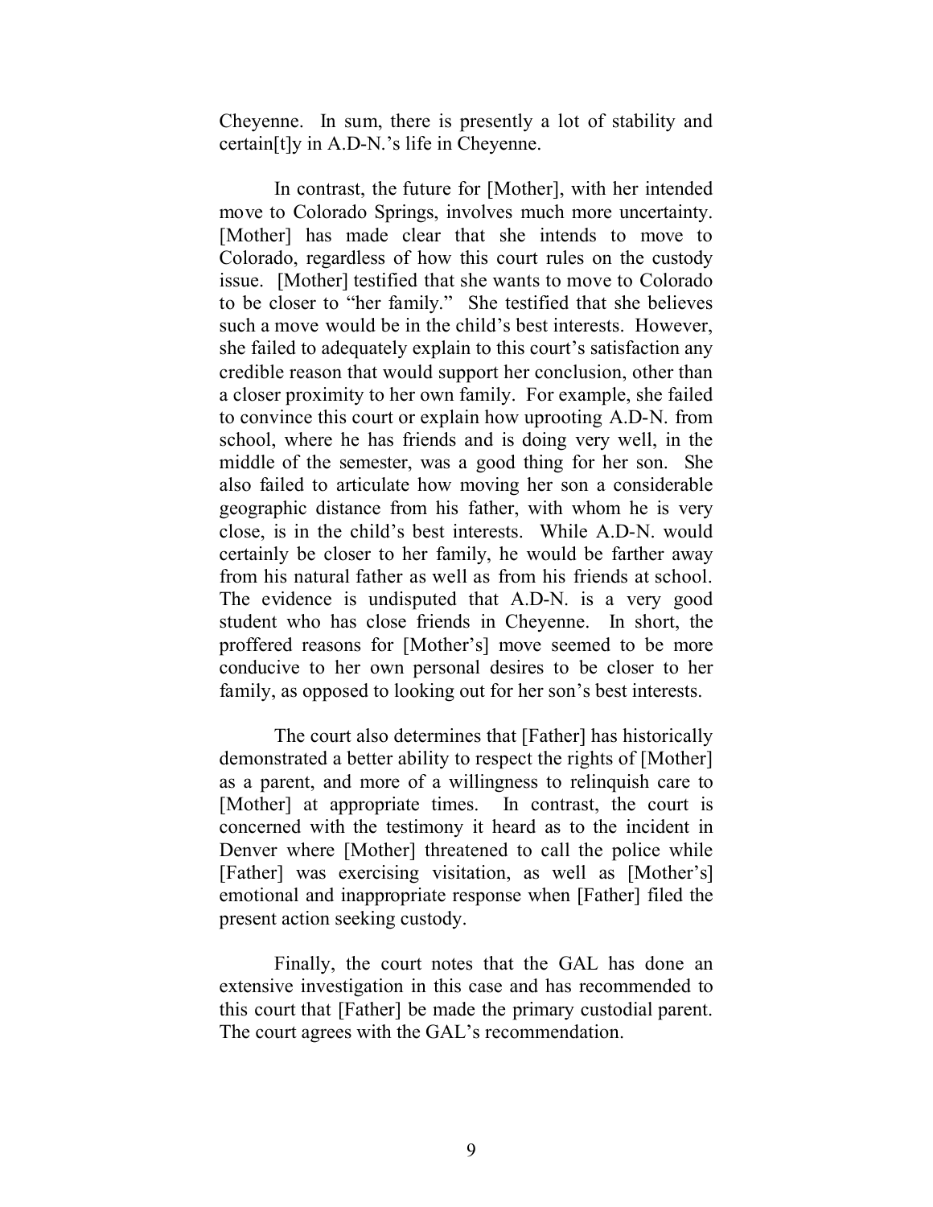Cheyenne. In sum, there is presently a lot of stability and certain[t]y in A.D-N.'s life in Cheyenne.

In contrast, the future for [Mother], with her intended move to Colorado Springs, involves much more uncertainty. [Mother] has made clear that she intends to move to Colorado, regardless of how this court rules on the custody issue. [Mother] testified that she wants to move to Colorado to be closer to "her family." She testified that she believes such a move would be in the child's best interests. However, she failed to adequately explain to this court's satisfaction any credible reason that would support her conclusion, other than a closer proximity to her own family. For example, she failed to convince this court or explain how uprooting A.D-N. from school, where he has friends and is doing very well, in the middle of the semester, was a good thing for her son. She also failed to articulate how moving her son a considerable geographic distance from his father, with whom he is very close, is in the child's best interests. While A.D-N. would certainly be closer to her family, he would be farther away from his natural father as well as from his friends at school. The evidence is undisputed that A.D-N. is a very good student who has close friends in Cheyenne. In short, the proffered reasons for [Mother's] move seemed to be more conducive to her own personal desires to be closer to her family, as opposed to looking out for her son's best interests.

The court also determines that [Father] has historically demonstrated a better ability to respect the rights of [Mother] as a parent, and more of a willingness to relinquish care to [Mother] at appropriate times. In contrast, the court is concerned with the testimony it heard as to the incident in Denver where [Mother] threatened to call the police while [Father] was exercising visitation, as well as [Mother's] emotional and inappropriate response when [Father] filed the present action seeking custody.

Finally, the court notes that the GAL has done an extensive investigation in this case and has recommended to this court that [Father] be made the primary custodial parent. The court agrees with the GAL's recommendation.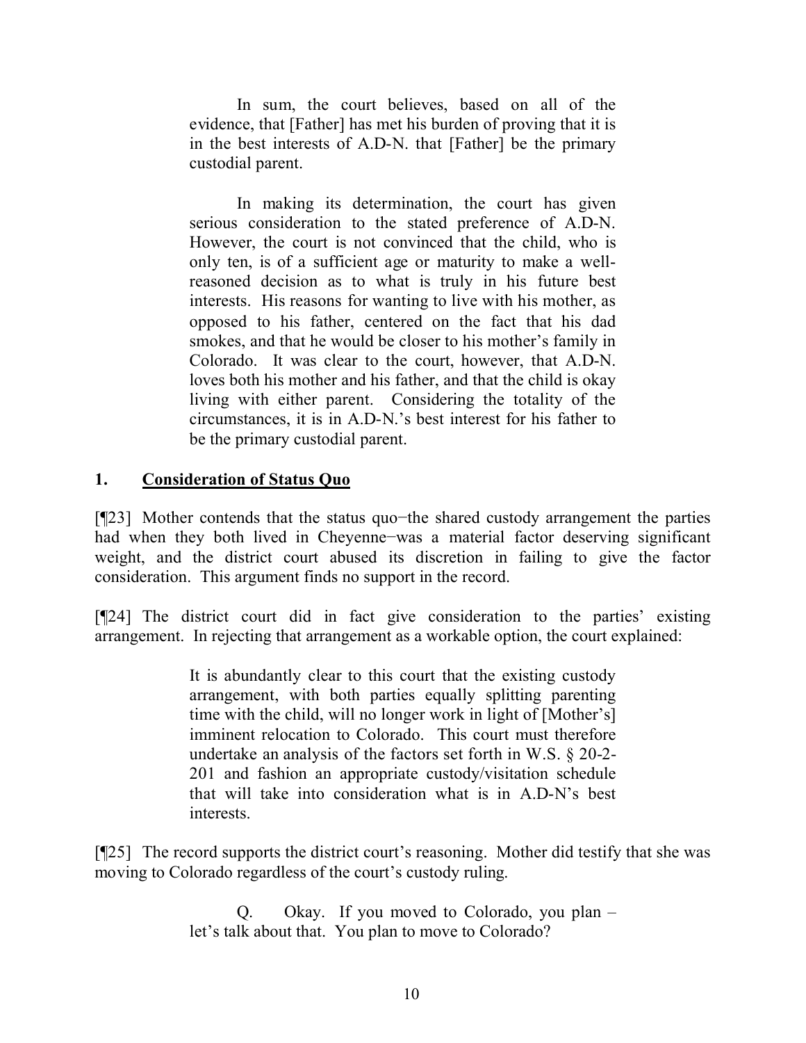> In sum, the court believes, based on all of the evidence, that [Father] has met his burden of proving that it is in the best interests of A.D-N. that [Father] be the primary custodial parent.
>
> In making its determination, the court has given serious consideration to the stated preference of A.D-N. However, the court is not convinced that the child, who is only ten, is of a sufficient age or maturity to make a well-reasoned decision as to what is truly in his future best interests. His reasons for wanting to live with his mother, as opposed to his father, centered on the fact that his dad smokes, and that he would be closer to his mother's family in Colorado. It was clear to the court, however, that A.D-N. loves both his mother and his father, and that the child is okay living with either parent. Considering the totality of the circumstances, it is in A.D-N.'s best interest for his father to be the primary custodial parent.

## 1. **Consideration of Status Quo**

[¶23] Mother contends that the status quo–the shared custody arrangement the parties had when they both lived in Cheyenne–was a material factor deserving significant weight, and the district court abused its discretion in failing to give the factor consideration. This argument finds no support in the record.

[¶24] The district court did in fact give consideration to the parties' existing arrangement. In rejecting that arrangement as a workable option, the court explained:

> It is abundantly clear to this court that the existing custody arrangement, with both parties equally splitting parenting time with the child, will no longer work in light of [Mother's] imminent relocation to Colorado. This court must therefore undertake an analysis of the factors set forth in W.S. § 20-2-201 and fashion an appropriate custody/visitation schedule that will take into consideration what is in A.D-N's best interests.

[¶25] The record supports the district court's reasoning. Mother did testify that she was moving to Colorado regardless of the court's custody ruling.

> Q. Okay. If you moved to Colorado, you plan – let's talk about that. You plan to move to Colorado?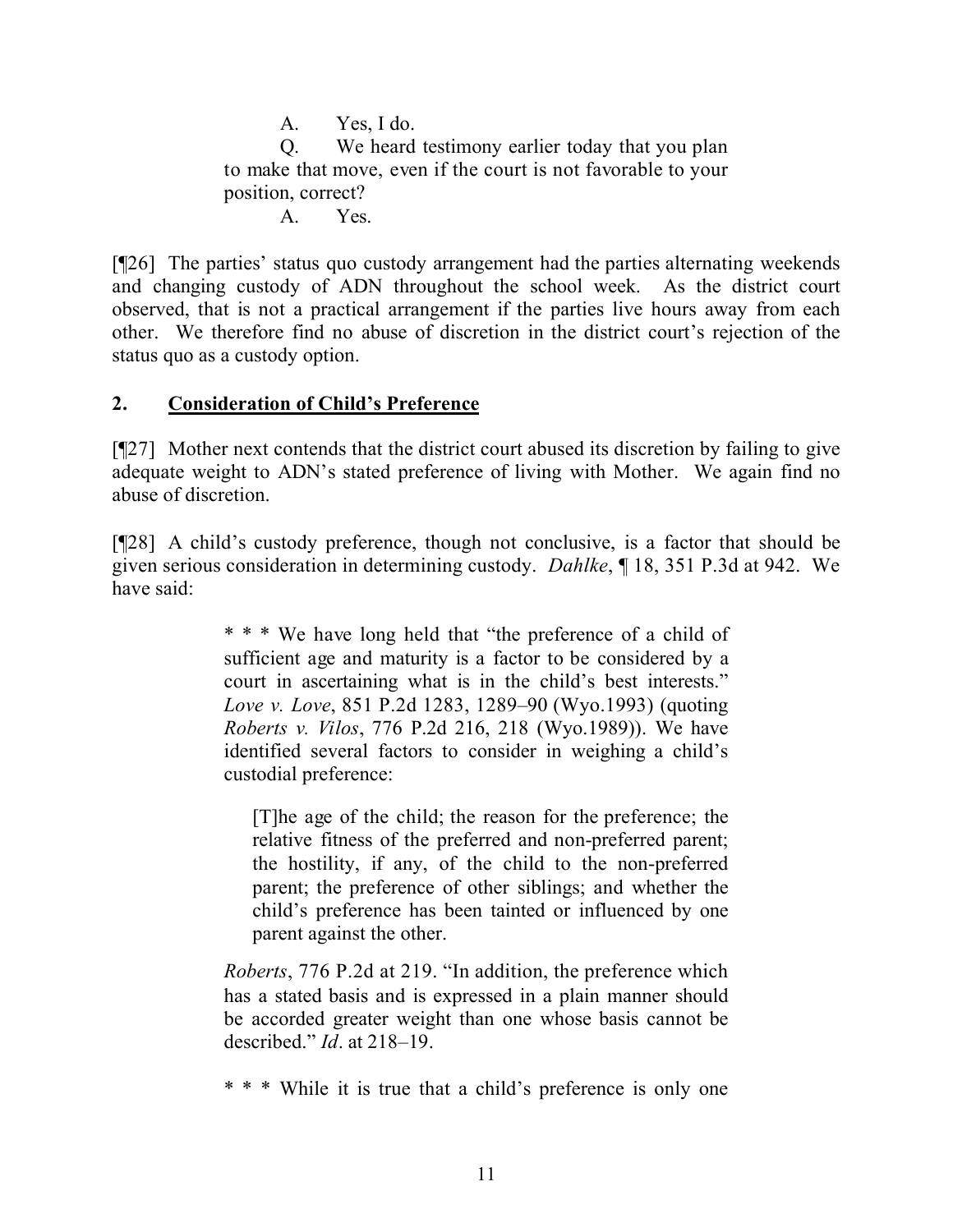> A. Yes, I do.
>
> Q. We heard testimony earlier today that you plan to make that move, even if the court is not favorable to your position, correct?
>
> A. Yes.

[¶26] The parties' status quo custody arrangement had the parties alternating weekends and changing custody of ADN throughout the school week. As the district court observed, that is not a practical arrangement if the parties live hours away from each other. We therefore find no abuse of discretion in the district court's rejection of the status quo as a custody option.

## 2. Consideration of Child's Preference

[¶27] Mother next contends that the district court abused its discretion by failing to give adequate weight to ADN's stated preference of living with Mother. We again find no abuse of discretion.

[¶28] A child's custody preference, though not conclusive, is a factor that should be given serious consideration in determining custody. *Dahlke*, ¶ 18, 351 P.3d at 942. We have said:

> * * * We have long held that "the preference of a child of sufficient age and maturity is a factor to be considered by a court in ascertaining what is in the child's best interests." *Love v. Love*, 851 P.2d 1283, 1289–90 (Wyo.1993) (quoting *Roberts v. Vilos*, 776 P.2d 216, 218 (Wyo.1989)). We have identified several factors to consider in weighing a child's custodial preference:
>
> > [T]he age of the child; the reason for the preference; the relative fitness of the preferred and non-preferred parent; the hostility, if any, of the child to the non-preferred parent; the preference of other siblings; and whether the child's preference has been tainted or influenced by one parent against the other.
>
> *Roberts*, 776 P.2d at 219. "In addition, the preference which has a stated basis and is expressed in a plain manner should be accorded greater weight than one whose basis cannot be described." *Id*. at 218–19.
>
> * * * While it is true that a child's preference is only one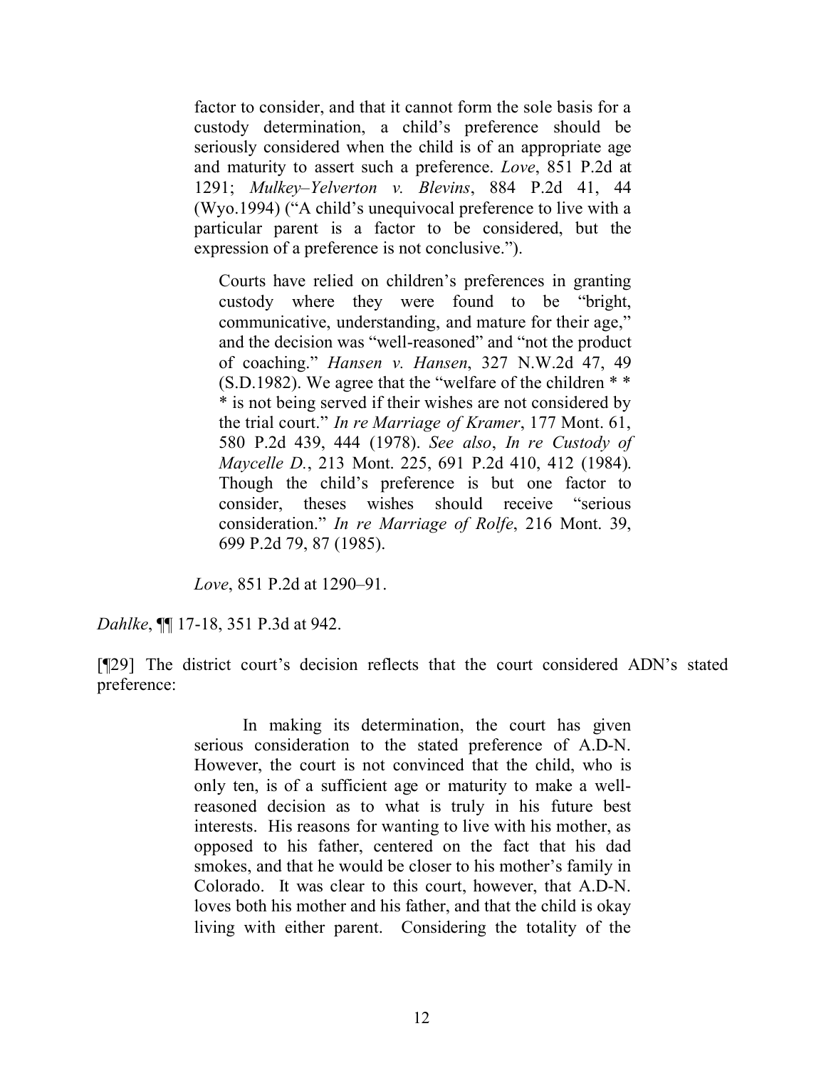> factor to consider, and that it cannot form the sole basis for a custody determination, a child's preference should be seriously considered when the child is of an appropriate age and maturity to assert such a preference. *Love*, 851 P.2d at 1291; *Mulkey–Yelverton v. Blevins*, 884 P.2d 41, 44 (Wyo.1994) ("A child's unequivocal preference to live with a particular parent is a factor to be considered, but the expression of a preference is not conclusive.").
>
> > Courts have relied on children's preferences in granting custody where they were found to be "bright, communicative, understanding, and mature for their age," and the decision was "well-reasoned" and "not the product of coaching." *Hansen v. Hansen*, 327 N.W.2d 47, 49 (S.D.1982). We agree that the "welfare of the children * * * is not being served if their wishes are not considered by the trial court." *In re Marriage of Kramer*, 177 Mont. 61, 580 P.2d 439, 444 (1978). *See also*, *In re Custody of Maycelle D.*, 213 Mont. 225, 691 P.2d 410, 412 (1984). Though the child's preference is but one factor to consider, theses wishes should receive "serious consideration." *In re Marriage of Rolfe*, 216 Mont. 39, 699 P.2d 79, 87 (1985).
>
> *Love*, 851 P.2d at 1290–91.

*Dahlke*, ¶¶ 17-18, 351 P.3d at 942.

[¶29] The district court's decision reflects that the court considered ADN's stated preference:

> In making its determination, the court has given serious consideration to the stated preference of A.D-N. However, the court is not convinced that the child, who is only ten, is of a sufficient age or maturity to make a well-reasoned decision as to what is truly in his future best interests. His reasons for wanting to live with his mother, as opposed to his father, centered on the fact that his dad smokes, and that he would be closer to his mother's family in Colorado. It was clear to this court, however, that A.D-N. loves both his mother and his father, and that the child is okay living with either parent. Considering the totality of the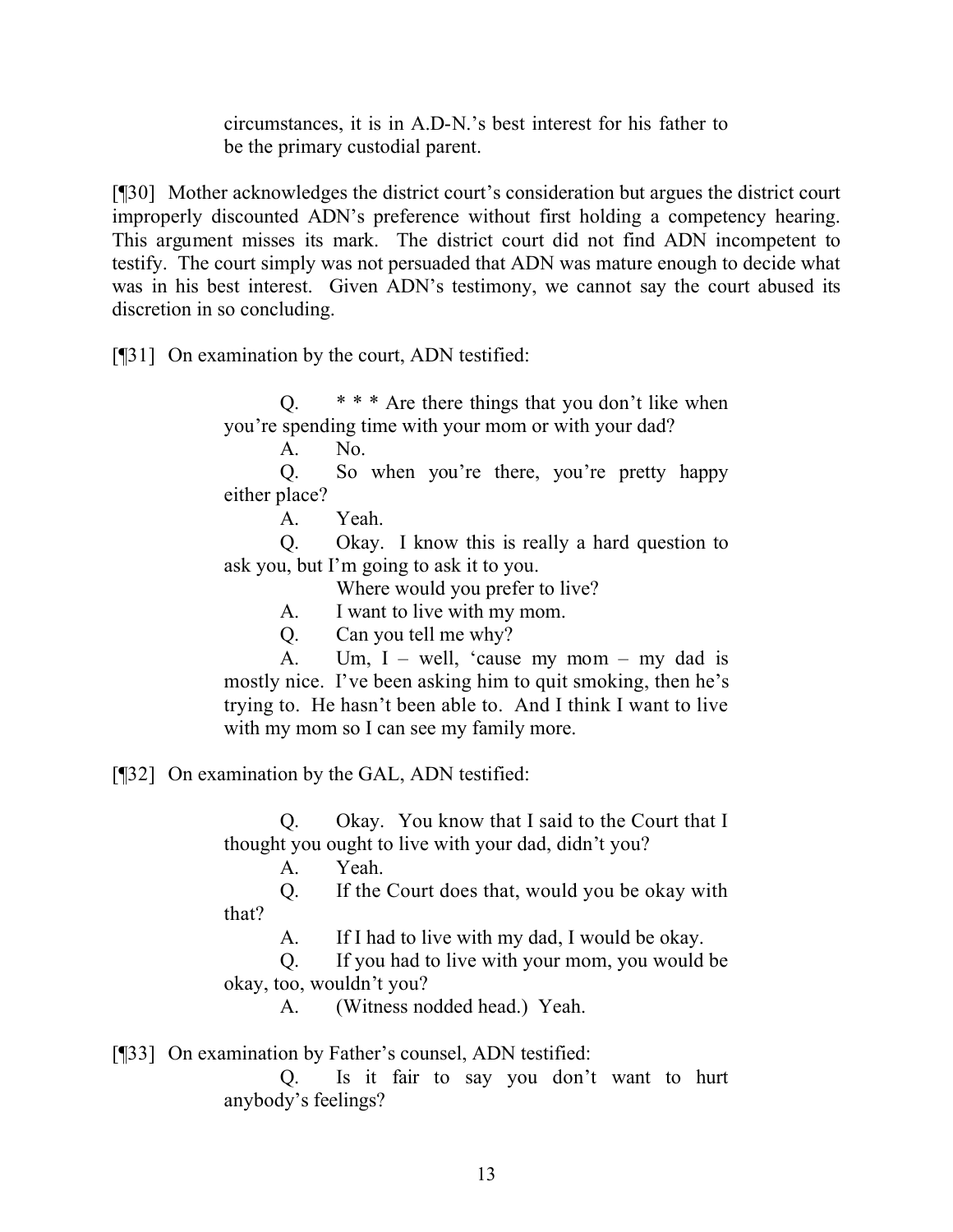> circumstances, it is in A.D-N.'s best interest for his father to be the primary custodial parent.

[¶30] Mother acknowledges the district court's consideration but argues the district court improperly discounted ADN's preference without first holding a competency hearing. This argument misses its mark. The district court did not find ADN incompetent to testify. The court simply was not persuaded that ADN was mature enough to decide what was in his best interest. Given ADN's testimony, we cannot say the court abused its discretion in so concluding.

[¶31] On examination by the court, ADN testified:

> Q. * * * Are there things that you don't like when you're spending time with your mom or with your dad?
>
> A. No.
>
> Q. So when you're there, you're pretty happy either place?
>
> A. Yeah.
>
> Q. Okay. I know this is really a hard question to ask you, but I'm going to ask it to you.
>
> Where would you prefer to live?
>
> A. I want to live with my mom.
>
> Q. Can you tell me why?
>
> A. Um, I – well, 'cause my mom – my dad is mostly nice. I've been asking him to quit smoking, then he's trying to. He hasn't been able to. And I think I want to live with my mom so I can see my family more.

[¶32] On examination by the GAL, ADN testified:

> Q. Okay. You know that I said to the Court that I thought you ought to live with your dad, didn't you?
>
> A. Yeah.
>
> Q. If the Court does that, would you be okay with that?
>
> A. If I had to live with my dad, I would be okay.
>
> Q. If you had to live with your mom, you would be okay, too, wouldn't you?
>
> A. (Witness nodded head.) Yeah.

[¶33] On examination by Father's counsel, ADN testified:

> Q. Is it fair to say you don't want to hurt anybody's feelings?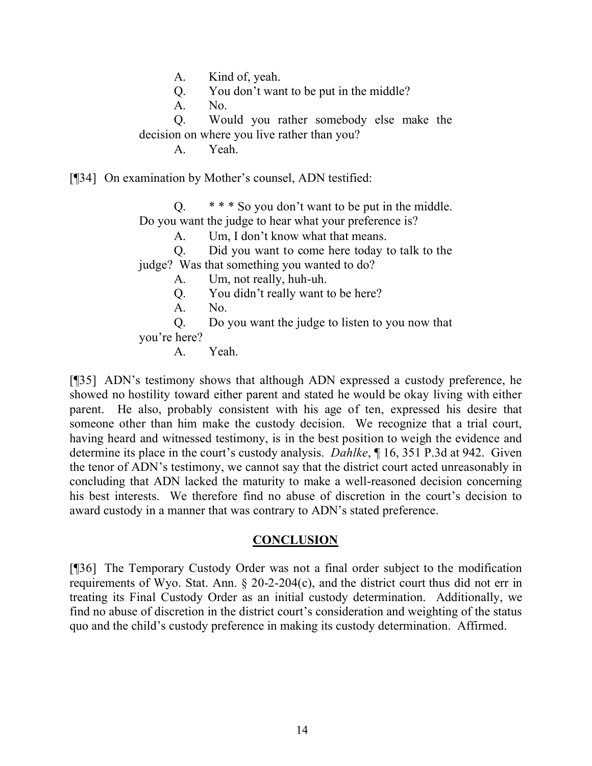> A. Kind of, yeah.
>
> Q. You don't want to be put in the middle?
>
> A. No.
>
> Q. Would you rather somebody else make the decision on where you live rather than you?
>
> A. Yeah.

[¶34] On examination by Mother's counsel, ADN testified:

> Q. * * * So you don't want to be put in the middle. Do you want the judge to hear what your preference is?
>
> A. Um, I don't know what that means.
>
> Q. Did you want to come here today to talk to the judge? Was that something you wanted to do?
>
> A. Um, not really, huh-uh.
>
> Q. You didn't really want to be here?
>
> A. No.
>
> Q. Do you want the judge to listen to you now that you're here?
>
> A. Yeah.

[¶35] ADN's testimony shows that although ADN expressed a custody preference, he showed no hostility toward either parent and stated he would be okay living with either parent. He also, probably consistent with his age of ten, expressed his desire that someone other than him make the custody decision. We recognize that a trial court, having heard and witnessed testimony, is in the best position to weigh the evidence and determine its place in the court's custody analysis. *Dahlke*, ¶ 16, 351 P.3d at 942. Given the tenor of ADN's testimony, we cannot say that the district court acted unreasonably in concluding that ADN lacked the maturity to make a well-reasoned decision concerning his best interests. We therefore find no abuse of discretion in the court's decision to award custody in a manner that was contrary to ADN's stated preference.

## CONCLUSION

[¶36] The Temporary Custody Order was not a final order subject to the modification requirements of Wyo. Stat. Ann. § 20-2-204(c), and the district court thus did not err in treating its Final Custody Order as an initial custody determination. Additionally, we find no abuse of discretion in the district court's consideration and weighting of the status quo and the child's custody preference in making its custody determination. Affirmed.